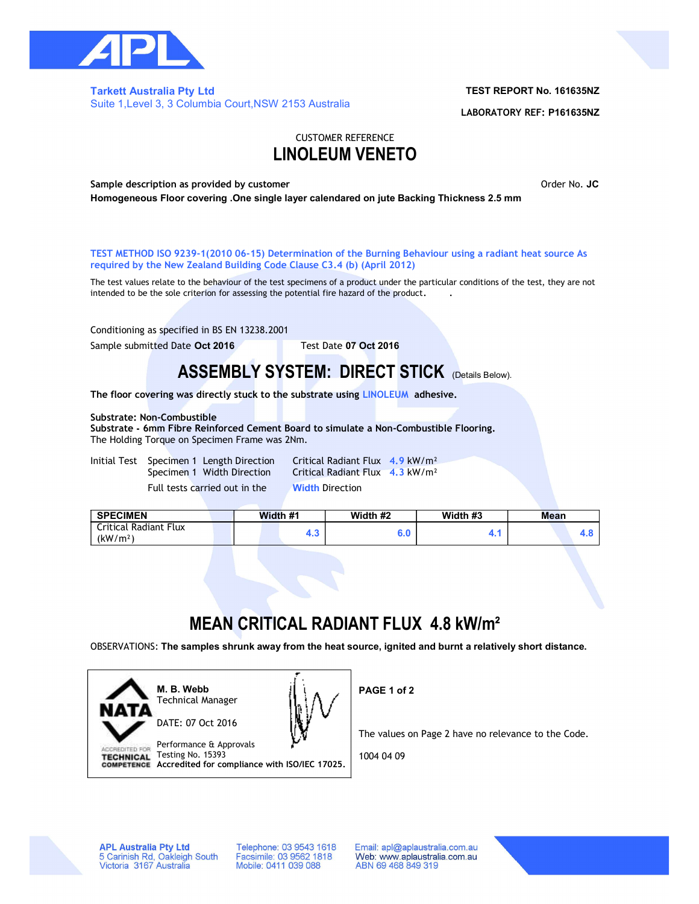**Tarkett Australia Pty Ltd**
Suite 1,Level 3, 3 Columbia Court,NSW 2153 Australia

**TEST REPORT No. 161635NZ**

**LABORATORY REF: P161635NZ**

CUSTOMER REFERENCE

# LINOLEUM VENETO

**Sample description as provided by customer** Order No. **JC**

**Homogeneous Floor covering .One single layer calendared on jute Backing Thickness 2.5 mm**

**TEST METHOD ISO 9239-1(2010 06-15) Determination of the Burning Behaviour using a radiant heat source As required by the New Zealand Building Code Clause C3.4 (b) (April 2012)**

The test values relate to the behaviour of the test specimens of a product under the particular conditions of the test, they are not intended to be the sole criterion for assessing the potential fire hazard of the product.

Conditioning as specified in BS EN 13238.2001

Sample submitted Date **Oct 2016** Test Date **07 Oct 2016**

## ASSEMBLY SYSTEM: DIRECT STICK (Details Below).

**The floor covering was directly stuck to the substrate using LINOLEUM adhesive.**

**Substrate: Non-Combustible**
**Substrate - 6mm Fibre Reinforced Cement Board to simulate a Non-Combustible Flooring.**
The Holding Torque on Specimen Frame was 2Nm.

Initial Test Specimen 1 Length Direction Critical Radiant Flux 4.9 $kW/m^2$
Specimen 1 Width Direction Critical Radiant Flux 4.3 $kW/m^2$
Full tests carried out in the Width Direction

| SPECIMEN | Width #1 | Width #2 | Width #3 | Mean |
|---|---|---|---|---|
| Critical Radiant Flux ($kW/m^2$) | 4.3 | 6.0 | 4.1 | 4.8 |

## MEAN CRITICAL RADIANT FLUX 4.8 $kW/m^2$

OBSERVATIONS: **The samples shrunk away from the heat source, ignited and burnt a relatively short distance.**

NATA ACCREDITED FOR TECHNICAL COMPETENCE

**M. B. Webb**
Technical Manager

DATE: 07 Oct 2016

Performance & Approvals
Testing No. 15393
**Accredited for compliance with ISO/IEC 17025.**

**PAGE 1 of 2**

The values on Page 2 have no relevance to the Code.

1004 04 09

**APL Australia Pty Ltd**
5 Carinish Rd, Oakleigh South
Victoria 3167 Australia

Telephone: 03 9543 1618
Facsimile: 03 9562 1818
Mobile: 0411 039 088

Email: apl@aplaustralia.com.au
Web: www.aplaustralia.com.au
ABN 69 468 849 319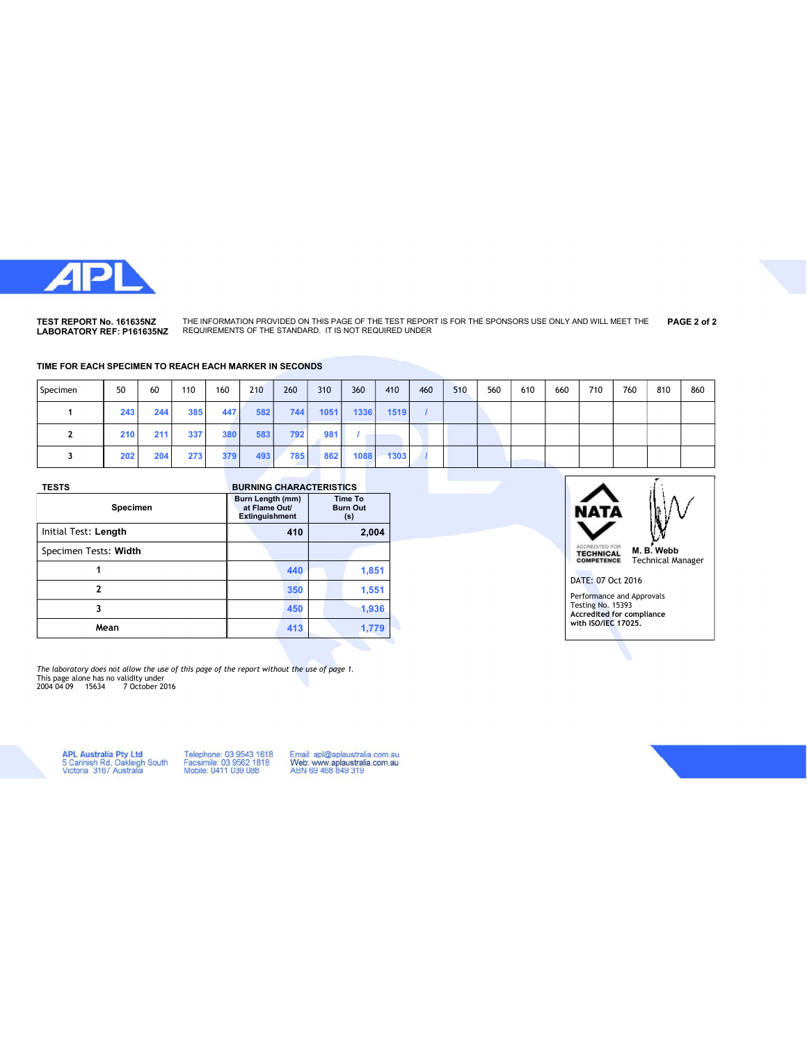**TEST REPORT No. 161635NZ**
**LABORATORY REF: P161635NZ**

THE INFORMATION PROVIDED ON THIS PAGE OF THE TEST REPORT IS FOR THE SPONSORS USE ONLY AND WILL MEET THE REQUIREMENTS OF THE STANDARD. IT IS NOT REQUIRED UNDER

**TIME FOR EACH SPECIMEN TO REACH EACH MARKER IN SECONDS**

| Specimen | 50 | 60 | 110 | 160 | 210 | 260 | 310 | 360 | 410 | 460 | 510 | 560 | 610 | 660 | 710 | 760 | 810 | 860 |
|---|---|---|---|---|---|---|---|---|---|---|---|---|---|---|---|---|---|---|
| 1 | 243 | 244 | 385 | 447 | 582 | 744 | 1051 | 1336 | 1519 | / | | | | | | | | |
| 2 | 210 | 211 | 337 | 380 | 583 | 792 | 981 | / | | | | | | | | | | |
| 3 | 202 | 204 | 273 | 379 | 493 | 785 | 862 | 1088 | 1303 | / | | | | | | | | |

| TESTS | BURNING CHARACTERISTICS | |
|---|---|---|
| Specimen | Burn Length (mm) at Flame Out/ Extinguishment | Time To Burn Out (s) |
| Initial Test: **Length** | 410 | 2,004 |
| Specimen Tests: **Width** | | |
| 1 | 440 | 1,851 |
| 2 | 350 | 1,551 |
| 3 | 450 | 1,936 |
| Mean | 413 | 1,779 |

NATA
ACCREDITED FOR TECHNICAL COMPETENCE

**M. B. Webb**
Technical Manager

DATE: 07 Oct 2016

Performance and Approvals Testing No. 15393
**Accredited for compliance with ISO/IEC 17025.**

*The laboratory does not allow the use of this page of the report without the use of page 1.*
This page alone has no validity under
2004 04 09 15634 7 October 2016

APL Australia Pty Ltd
5 Carinish Rd, Oakleigh South
Victoria 3167 Australia

Telephone: 03 9543 1618
Facsimile: 03 9562 1818
Mobile: 0411 039 088

Email: apl@aplaustralia.com.au
Web: www.aplaustralia.com.au
ABN 69 468 849 319